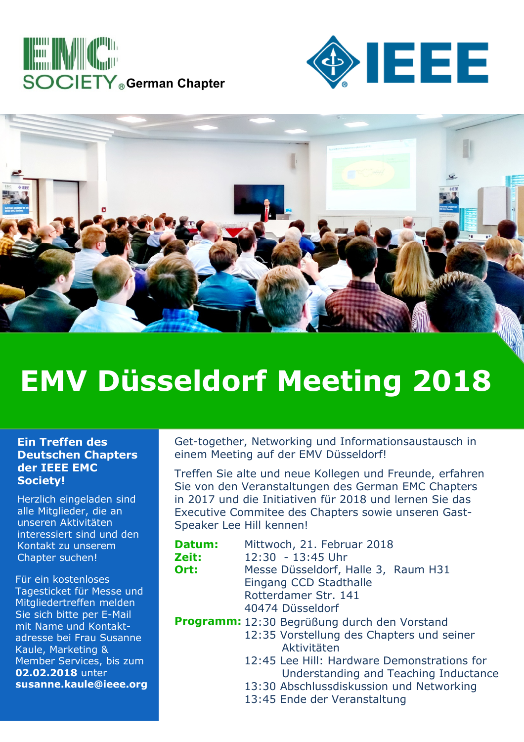EMC SOCIETY® German Chapter

IEEE

# EMV Düsseldorf Meeting 2018

## Ein Treffen des Deutschen Chapters der IEEE EMC Society!

Herzlich eingeladen sind alle Mitglieder, die an unseren Aktivitäten interessiert sind und den Kontakt zu unserem Chapter suchen!

Für ein kostenloses Tagesticket für Messe und Mitgliedertreffen melden Sie sich bitte per E-Mail mit Name und Kontaktadresse bei Frau Susanne Kaule, Marketing & Member Services, bis zum **02.02.2018** unter **susanne.kaule@ieee.org**

Get-together, Networking und Informationsaustausch in einem Meeting auf der EMV Düsseldorf!

Treffen Sie alte und neue Kollegen und Freunde, erfahren Sie von den Veranstaltungen des German EMC Chapters in 2017 und die Initiativen für 2018 und lernen Sie das Executive Commitee des Chapters sowie unseren Gast-Speaker Lee Hill kennen!

**Datum:** Mittwoch, 21. Februar 2018

**Zeit:** 12:30 - 13:45 Uhr

**Ort:** Messe Düsseldorf, Halle 3, Raum H31
Eingang CCD Stadthalle
Rotterdamer Str. 141
40474 Düsseldorf

**Programm:**
- 12:30 Begrüßung durch den Vorstand
- 12:35 Vorstellung des Chapters und seiner Aktivitäten
- 12:45 Lee Hill: Hardware Demonstrations for Understanding and Teaching Inductance
- 13:30 Abschlussdiskussion und Networking
- 13:45 Ende der Veranstaltung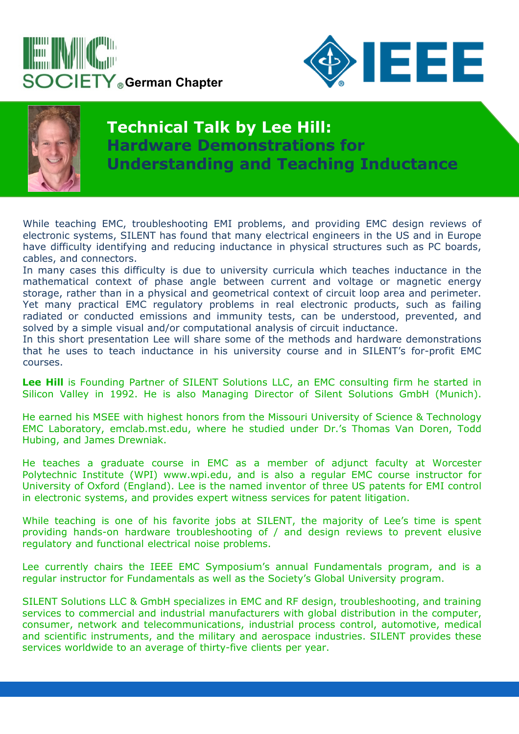EMC SOCIETY German Chapter

IEEE

# Technical Talk by Lee Hill:
## Hardware Demonstrations for Understanding and Teaching Inductance

While teaching EMC, troubleshooting EMI problems, and providing EMC design reviews of electronic systems, SILENT has found that many electrical engineers in the US and in Europe have difficulty identifying and reducing inductance in physical structures such as PC boards, cables, and connectors.
In many cases this difficulty is due to university curricula which teaches inductance in the mathematical context of phase angle between current and voltage or magnetic energy storage, rather than in a physical and geometrical context of circuit loop area and perimeter. Yet many practical EMC regulatory problems in real electronic products, such as failing radiated or conducted emissions and immunity tests, can be understood, prevented, and solved by a simple visual and/or computational analysis of circuit inductance.
In this short presentation Lee will share some of the methods and hardware demonstrations that he uses to teach inductance in his university course and in SILENT's for-profit EMC courses.

**Lee Hill** is Founding Partner of SILENT Solutions LLC, an EMC consulting firm he started in Silicon Valley in 1992. He is also Managing Director of Silent Solutions GmbH (Munich).

He earned his MSEE with highest honors from the Missouri University of Science & Technology EMC Laboratory, emclab.mst.edu, where he studied under Dr.'s Thomas Van Doren, Todd Hubing, and James Drewniak.

He teaches a graduate course in EMC as a member of adjunct faculty at Worcester Polytechnic Institute (WPI) www.wpi.edu, and is also a regular EMC course instructor for University of Oxford (England). Lee is the named inventor of three US patents for EMI control in electronic systems, and provides expert witness services for patent litigation.

While teaching is one of his favorite jobs at SILENT, the majority of Lee's time is spent providing hands-on hardware troubleshooting of / and design reviews to prevent elusive regulatory and functional electrical noise problems.

Lee currently chairs the IEEE EMC Symposium's annual Fundamentals program, and is a regular instructor for Fundamentals as well as the Society's Global University program.

SILENT Solutions LLC & GmbH specializes in EMC and RF design, troubleshooting, and training services to commercial and industrial manufacturers with global distribution in the computer, consumer, network and telecommunications, industrial process control, automotive, medical and scientific instruments, and the military and aerospace industries. SILENT provides these services worldwide to an average of thirty-five clients per year.